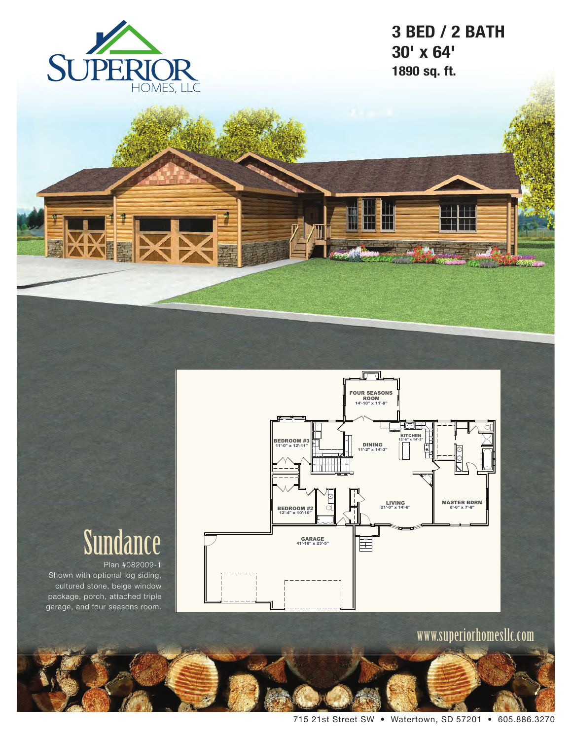SUPERIOR HOMES, LLC

# 3 BED / 2 BATH
## 30' x 64'
### 1890 sq. ft.

FOUR SEASONS ROOM 14'-10" x 11'-8"

BEDROOM #3 11'-0" x 12'-11"

DINING 11'-2" x 14'-3"

KITCHEN 13'-6" x 14'-3"

BEDROOM #2 12'-4" x 10'-10"

LIVING 21'-0" x 14'-6"

MASTER BDRM 8'-6" x 7'-8"

GARAGE 41'-10" x 23'-5"

# Sundance

Plan #082009-1
Shown with optional log siding, cultured stone, beige window package, porch, attached triple garage, and four seasons room.

www.superiorhomesllc.com

715 21st Street SW • Watertown, SD 57201 • 605.886.3270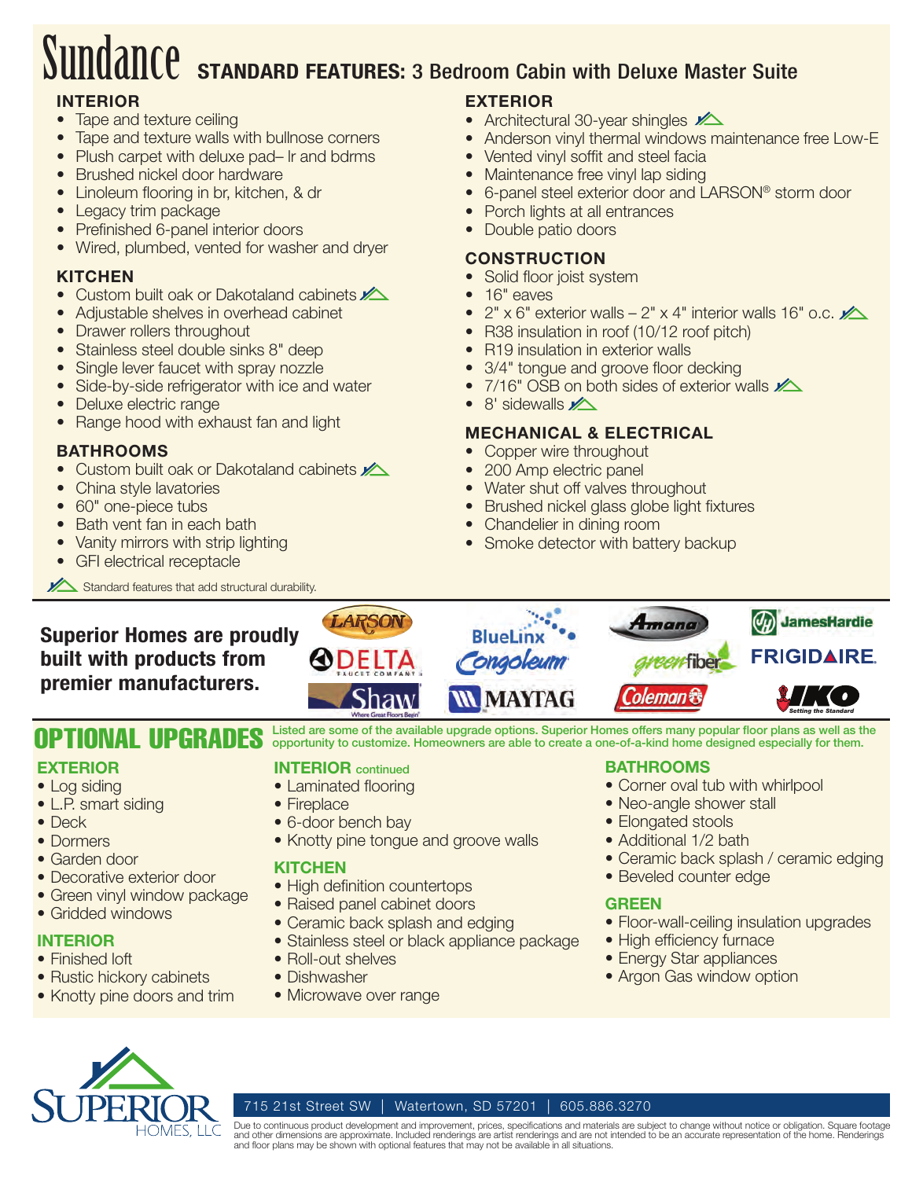# Sundance STANDARD FEATURES: 3 Bedroom Cabin with Deluxe Master Suite

## INTERIOR

- Tape and texture ceiling
- Tape and texture walls with bullnose corners
- Plush carpet with deluxe pad– lr and bdrms
- Brushed nickel door hardware
- Linoleum flooring in br, kitchen, & dr
- Legacy trim package
- Prefinished 6-panel interior doors
- Wired, plumbed, vented for washer and dryer

## KITCHEN

- Custom built oak or Dakotaland cabinets ✓
- Adjustable shelves in overhead cabinet
- Drawer rollers throughout
- Stainless steel double sinks 8" deep
- Single lever faucet with spray nozzle
- Side-by-side refrigerator with ice and water
- Deluxe electric range
- Range hood with exhaust fan and light

## BATHROOMS

- Custom built oak or Dakotaland cabinets ✓
- China style lavatories
- 60" one-piece tubs
- Bath vent fan in each bath
- Vanity mirrors with strip lighting
- GFI electrical receptacle

## EXTERIOR

- Architectural 30-year shingles ✓
- Anderson vinyl thermal windows maintenance free Low-E
- Vented vinyl soffit and steel facia
- Maintenance free vinyl lap siding
- 6-panel steel exterior door and LARSON® storm door
- Porch lights at all entrances
- Double patio doors

## CONSTRUCTION

- Solid floor joist system
- 16" eaves
- 2" x 6" exterior walls – 2" x 4" interior walls 16" o.c. ✓
- R38 insulation in roof (10/12 roof pitch)
- R19 insulation in exterior walls
- 3/4" tongue and groove floor decking
- 7/16" OSB on both sides of exterior walls ✓
- 8' sidewalls ✓

## MECHANICAL & ELECTRICAL

- Copper wire throughout
- 200 Amp electric panel
- Water shut off valves throughout
- Brushed nickel glass globe light fixtures
- Chandelier in dining room
- Smoke detector with battery backup

✓ Standard features that add structural durability.

**Superior Homes are proudly built with products from premier manufacturers.**

LARSON, BlueLinx, Amana, JamesHardie, DELTA Faucet Company, Congoleum, greenfiber, FRIGIDAIRE, Shaw Where Great Floors Begin, MAYTAG, Coleman, IKO Setting the Standard

# OPTIONAL UPGRADES

Listed are some of the available upgrade options. Superior Homes offers many popular floor plans as well as the opportunity to customize. Homeowners are able to create a one-of-a-kind home designed especially for them.

## EXTERIOR

- Log siding
- L.P. smart siding
- Deck
- Dormers
- Garden door
- Decorative exterior door
- Green vinyl window package
- Gridded windows

## INTERIOR

- Finished loft
- Rustic hickory cabinets
- Knotty pine doors and trim

## INTERIOR continued

- Laminated flooring
- Fireplace
- 6-door bench bay
- Knotty pine tongue and groove walls

## KITCHEN

- High definition countertops
- Raised panel cabinet doors
- Ceramic back splash and edging
- Stainless steel or black appliance package
- Roll-out shelves
- Dishwasher
- Microwave over range

## BATHROOMS

- Corner oval tub with whirlpool
- Neo-angle shower stall
- Elongated stools
- Additional 1/2 bath
- Ceramic back splash / ceramic edging
- Beveled counter edge

## GREEN

- Floor-wall-ceiling insulation upgrades
- High efficiency furnace
- Energy Star appliances
- Argon Gas window option

SUPERIOR HOMES, LLC

715 21st Street SW | Watertown, SD 57201 | 605.886.3270

Due to continuous product development and improvement, prices, specifications and materials are subject to change without notice or obligation. Square footage and other dimensions are approximate. Included renderings are artist renderings and are not intended to be an accurate representation of the home. Renderings and floor plans may be shown with optional features that may not be available in all situations.